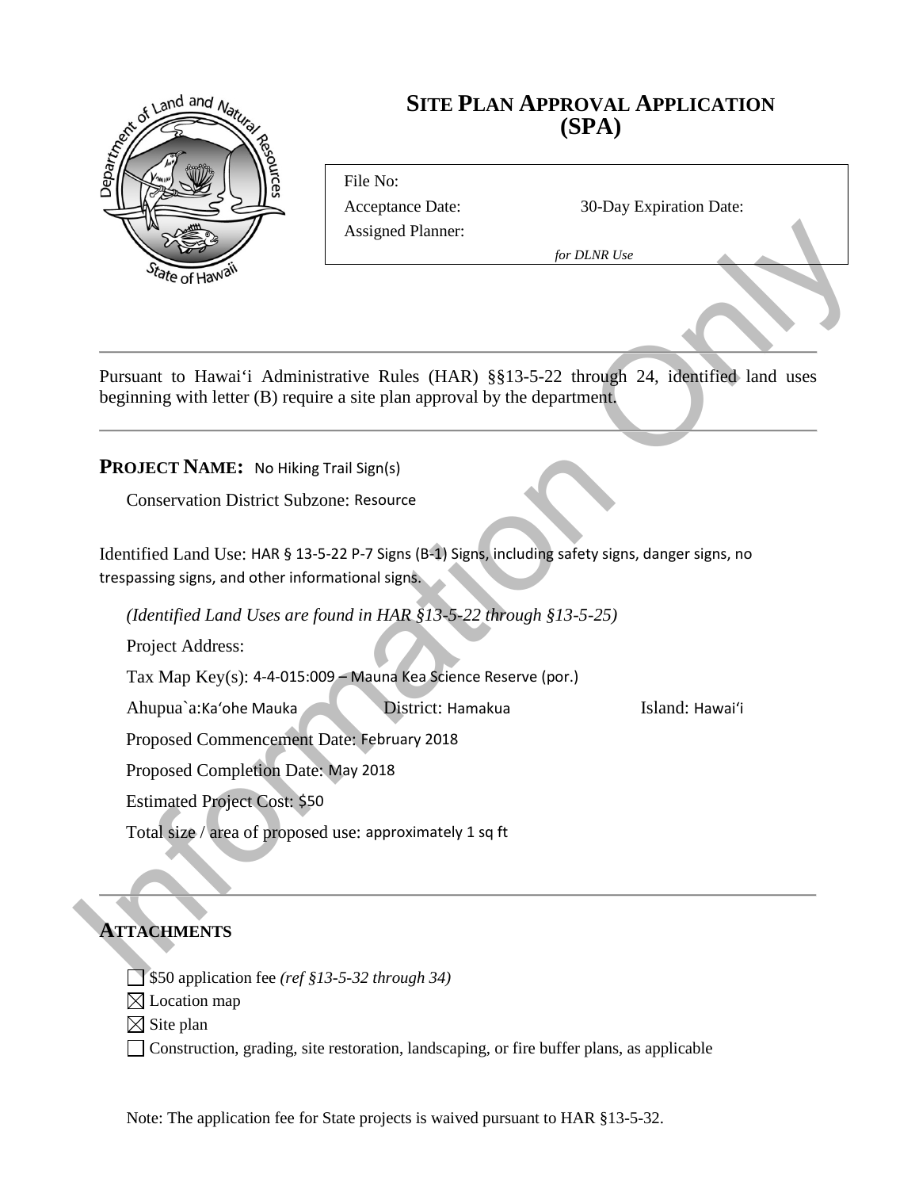# SITE PLAN APPROVAL APPLICATION (SPA)

File No:

Acceptance Date: 30-Day Expiration Date:

Assigned Planner:

*for DLNR Use*

Pursuant to Hawai'i Administrative Rules (HAR) §§13-5-22 through 24, identified land uses beginning with letter (B) require a site plan approval by the department.

**PROJECT NAME:** No Hiking Trail Sign(s)

Conservation District Subzone: Resource

Identified Land Use: HAR § 13-5-22 P-7 Signs (B-1) Signs, including safety signs, danger signs, no trespassing signs, and other informational signs.

*(Identified Land Uses are found in HAR §13-5-22 through §13-5-25)*

Project Address:

Tax Map Key(s): 4-4-015:009 – Mauna Kea Science Reserve (por.)

Ahupua`a: Ka'ohe Mauka District: Hamakua Island: Hawai'i

Proposed Commencement Date: February 2018

Proposed Completion Date: May 2018

Estimated Project Cost: $50

Total size / area of proposed use: approximately 1 sq ft

## ATTACHMENTS

- ☐ $50 application fee *(ref §13-5-32 through 34)*
- ☒ Location map
- ☒ Site plan
- ☐ Construction, grading, site restoration, landscaping, or fire buffer plans, as applicable

Note: The application fee for State projects is waived pursuant to HAR §13-5-32.

Information Only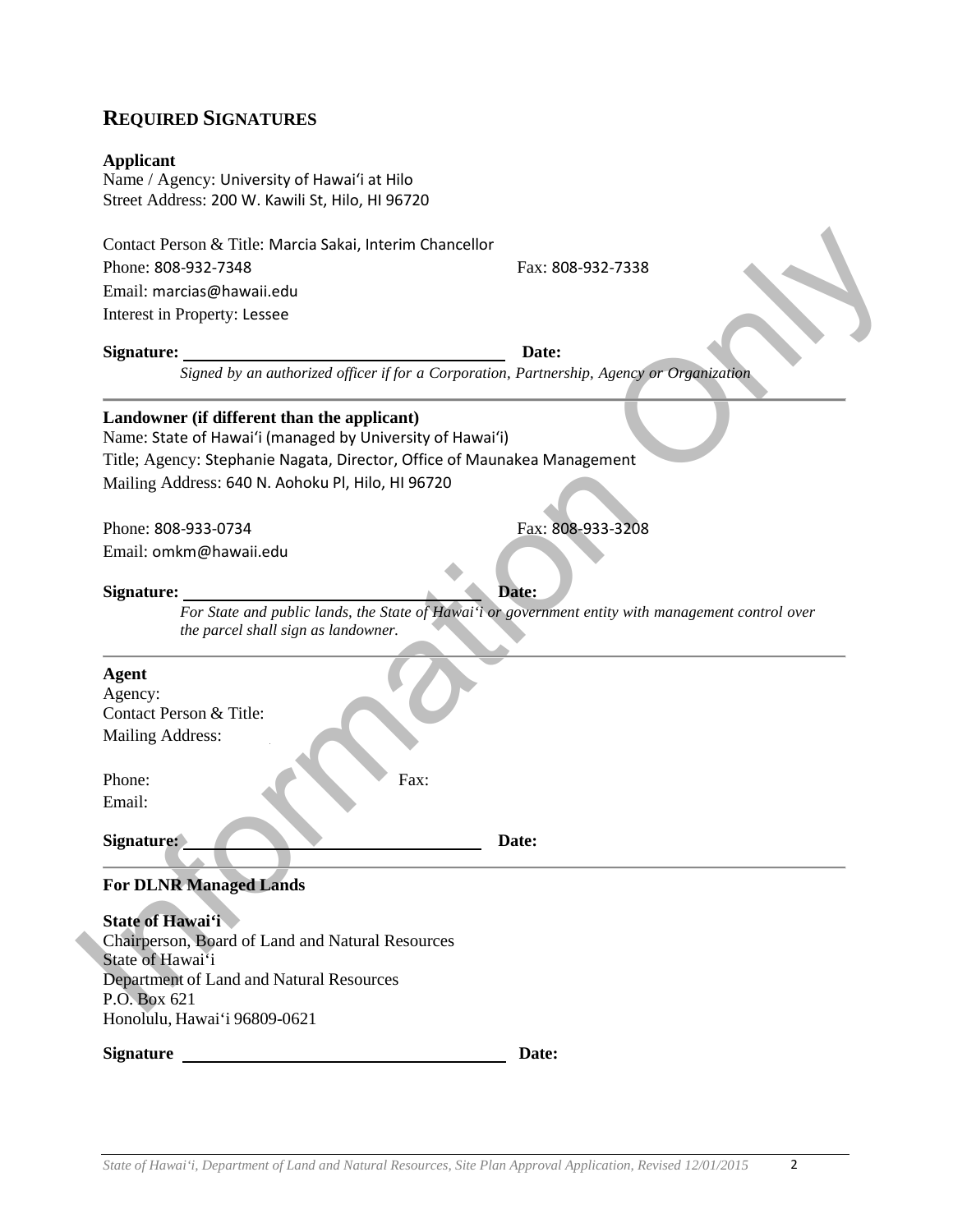## REQUIRED SIGNATURES

**Applicant**
Name / Agency: University of Hawaiʻi at Hilo
Street Address: 200 W. Kawili St, Hilo, HI 96720

Contact Person & Title: Marcia Sakai, Interim Chancellor
Phone: 808-932-7348 Fax: 808-932-7338
Email: marcias@hawaii.edu
Interest in Property: Lessee

**Signature:** ______________________________ **Date:**
*Signed by an authorized officer if for a Corporation, Partnership, Agency or Organization*

---

**Landowner (if different than the applicant)**
Name: State of Hawaiʻi (managed by University of Hawaiʻi)
Title; Agency: Stephanie Nagata, Director, Office of Maunakea Management
Mailing Address: 640 N. Aohoku Pl, Hilo, HI 96720

Phone: 808-933-0734 Fax: 808-933-3208
Email: omkm@hawaii.edu

**Signature:** ______________________________ **Date:**
*For State and public lands, the State of Hawaiʻi or government entity with management control over the parcel shall sign as landowner.*

---

**Agent**
Agency:
Contact Person & Title:
Mailing Address:

Phone: Fax:
Email:

**Signature:** ______________________________ **Date:**

---

**For DLNR Managed Lands**

**State of Hawaiʻi**
Chairperson, Board of Land and Natural Resources
State of Hawaiʻi
Department of Land and Natural Resources
P.O. Box 621
Honolulu, Hawaiʻi 96809-0621

**Signature** ______________________________ **Date:**

Information Only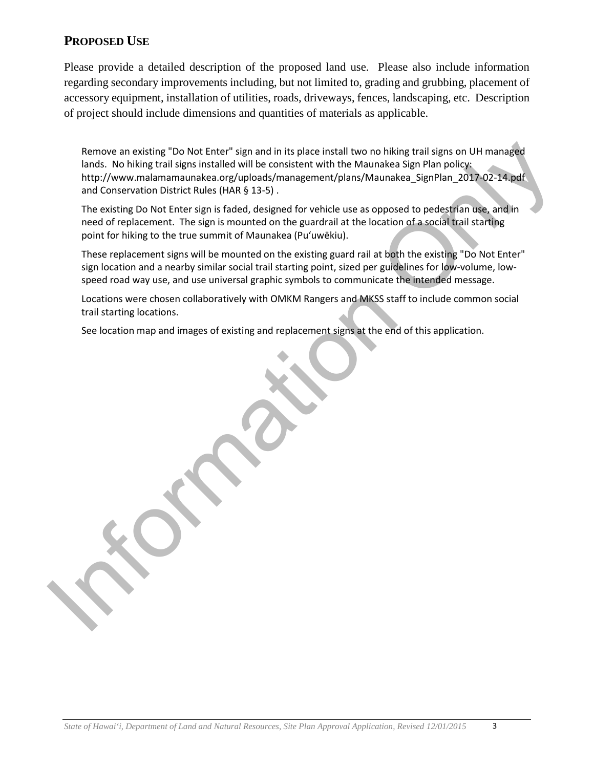## PROPOSED USE

Please provide a detailed description of the proposed land use. Please also include information regarding secondary improvements including, but not limited to, grading and grubbing, placement of accessory equipment, installation of utilities, roads, driveways, fences, landscaping, etc. Description of project should include dimensions and quantities of materials as applicable.

Remove an existing "Do Not Enter" sign and in its place install two no hiking trail signs on UH managed lands. No hiking trail signs installed will be consistent with the Maunakea Sign Plan policy: http://www.malamamaunakea.org/uploads/management/plans/Maunakea_SignPlan_2017-02-14.pdf and Conservation District Rules (HAR § 13-5) .

The existing Do Not Enter sign is faded, designed for vehicle use as opposed to pedestrian use, and in need of replacement. The sign is mounted on the guardrail at the location of a social trail starting point for hiking to the true summit of Maunakea (Puʻuwēkiu).

These replacement signs will be mounted on the existing guard rail at both the existing "Do Not Enter" sign location and a nearby similar social trail starting point, sized per guidelines for low-volume, low-speed road way use, and use universal graphic symbols to communicate the intended message.

Locations were chosen collaboratively with OMKM Rangers and MKSS staff to include common social trail starting locations.

See location map and images of existing and replacement signs at the end of this application.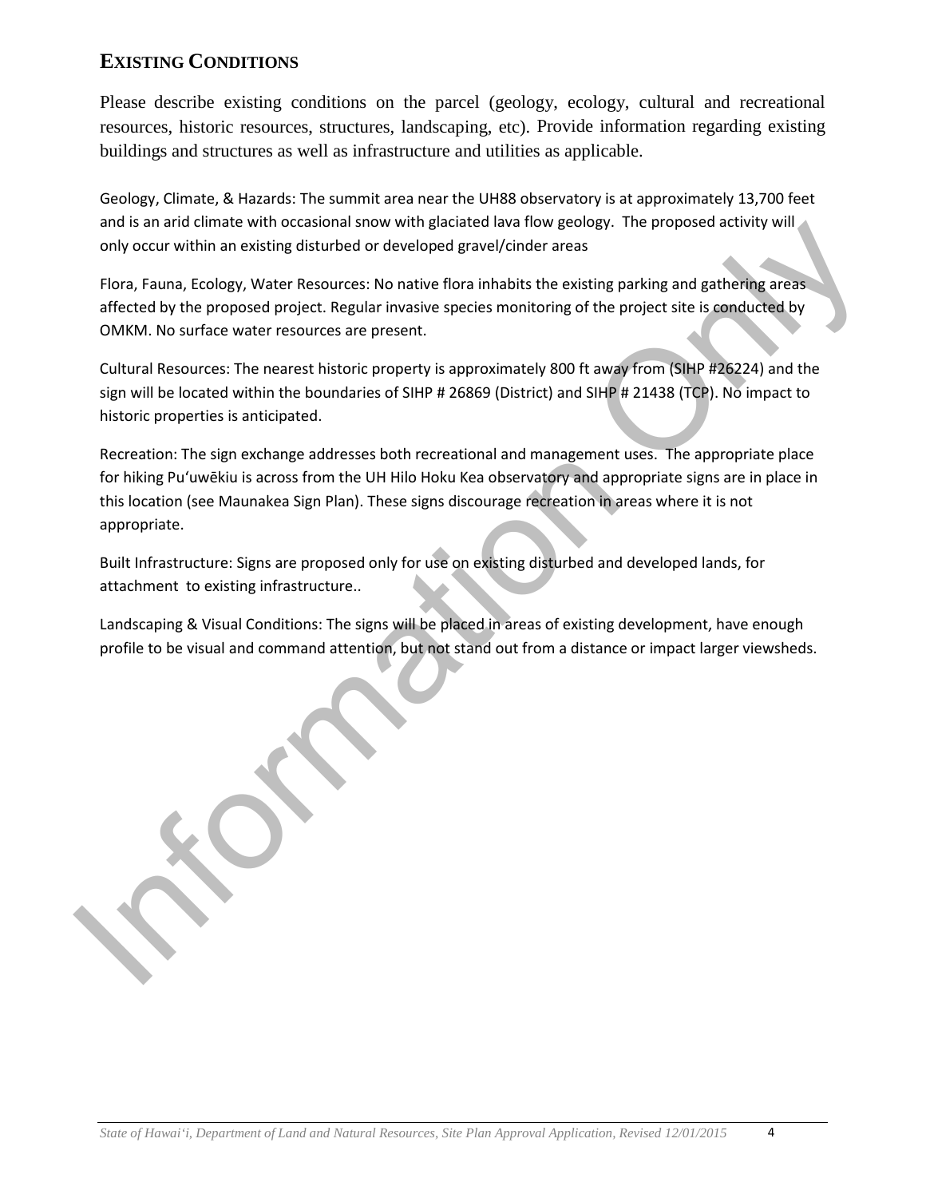## EXISTING CONDITIONS

Please describe existing conditions on the parcel (geology, ecology, cultural and recreational resources, historic resources, structures, landscaping, etc). Provide information regarding existing buildings and structures as well as infrastructure and utilities as applicable.

Geology, Climate, & Hazards: The summit area near the UH88 observatory is at approximately 13,700 feet and is an arid climate with occasional snow with glaciated lava flow geology. The proposed activity will only occur within an existing disturbed or developed gravel/cinder areas

Flora, Fauna, Ecology, Water Resources: No native flora inhabits the existing parking and gathering areas affected by the proposed project. Regular invasive species monitoring of the project site is conducted by OMKM. No surface water resources are present.

Cultural Resources: The nearest historic property is approximately 800 ft away from (SIHP #26224) and the sign will be located within the boundaries of SIHP # 26869 (District) and SIHP # 21438 (TCP). No impact to historic properties is anticipated.

Recreation: The sign exchange addresses both recreational and management uses. The appropriate place for hiking Pu'uwēkiu is across from the UH Hilo Hoku Kea observatory and appropriate signs are in place in this location (see Maunakea Sign Plan). These signs discourage recreation in areas where it is not appropriate.

Built Infrastructure: Signs are proposed only for use on existing disturbed and developed lands, for attachment to existing infrastructure..

Landscaping & Visual Conditions: The signs will be placed in areas of existing development, have enough profile to be visual and command attention, but not stand out from a distance or impact larger viewsheds.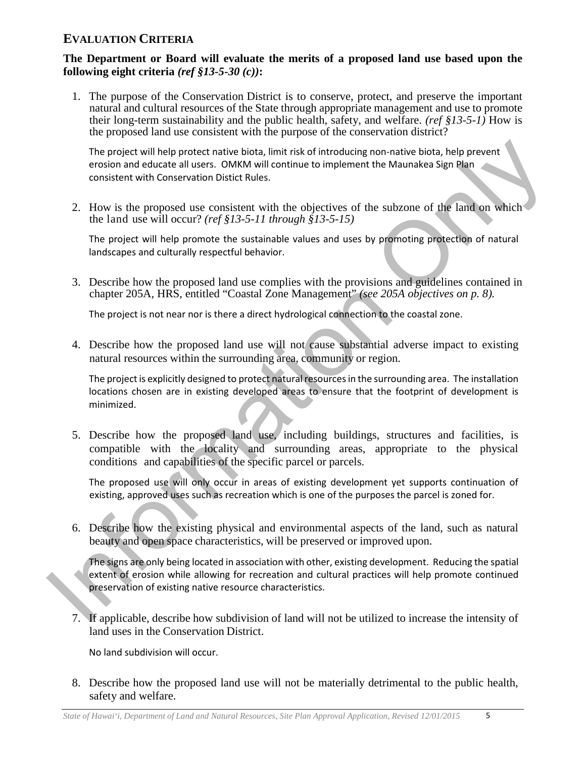## EVALUATION CRITERIA

**The Department or Board will evaluate the merits of a proposed land use based upon the following eight criteria *(ref §13-5-30 (c))*:**

1. The purpose of the Conservation District is to conserve, protect, and preserve the important natural and cultural resources of the State through appropriate management and use to promote their long-term sustainability and the public health, safety, and welfare. *(ref §13-5-1)* How is the proposed land use consistent with the purpose of the conservation district?

   The project will help protect native biota, limit risk of introducing non-native biota, help prevent erosion and educate all users. OMKM will continue to implement the Maunakea Sign Plan consistent with Conservation Distict Rules.

2. How is the proposed use consistent with the objectives of the subzone of the land on which the land use will occur? *(ref §13-5-11 through §13-5-15)*

   The project will help promote the sustainable values and uses by promoting protection of natural landscapes and culturally respectful behavior.

3. Describe how the proposed land use complies with the provisions and guidelines contained in chapter 205A, HRS, entitled "Coastal Zone Management" *(see 205A objectives on p. 8).*

   The project is not near nor is there a direct hydrological connection to the coastal zone.

4. Describe how the proposed land use will not cause substantial adverse impact to existing natural resources within the surrounding area, community or region.

   The project is explicitly designed to protect natural resources in the surrounding area. The installation locations chosen are in existing developed areas to ensure that the footprint of development is minimized.

5. Describe how the proposed land use, including buildings, structures and facilities, is compatible with the locality and surrounding areas, appropriate to the physical conditions and capabilities of the specific parcel or parcels.

   The proposed use will only occur in areas of existing development yet supports continuation of existing, approved uses such as recreation which is one of the purposes the parcel is zoned for.

6. Describe how the existing physical and environmental aspects of the land, such as natural beauty and open space characteristics, will be preserved or improved upon.

   The signs are only being located in association with other, existing development. Reducing the spatial extent of erosion while allowing for recreation and cultural practices will help promote continued preservation of existing native resource characteristics.

7. If applicable, describe how subdivision of land will not be utilized to increase the intensity of land uses in the Conservation District.

   No land subdivision will occur.

8. Describe how the proposed land use will not be materially detrimental to the public health, safety and welfare.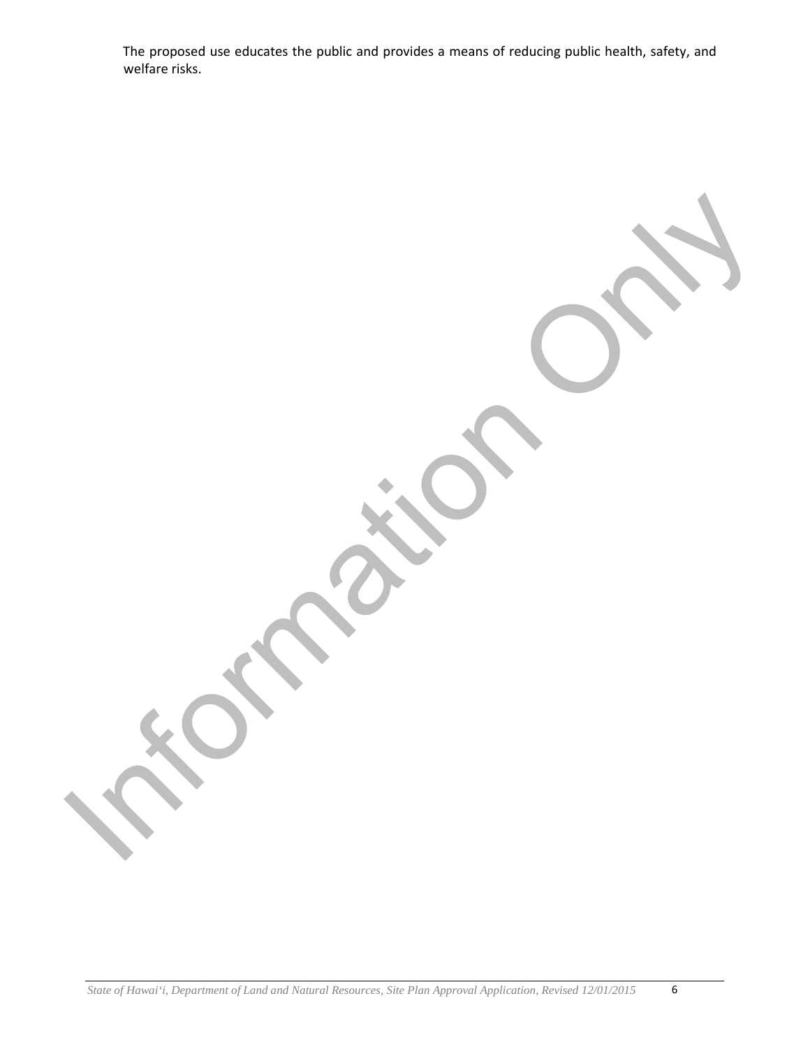The proposed use educates the public and provides a means of reducing public health, safety, and welfare risks.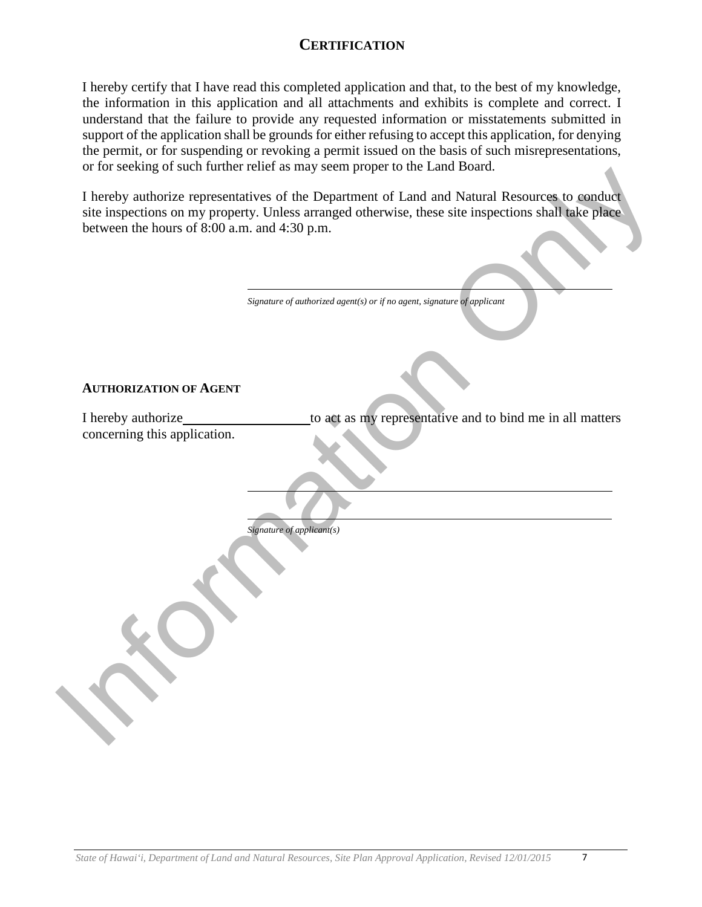## CERTIFICATION

I hereby certify that I have read this completed application and that, to the best of my knowledge, the information in this application and all attachments and exhibits is complete and correct. I understand that the failure to provide any requested information or misstatements submitted in support of the application shall be grounds for either refusing to accept this application, for denying the permit, or for suspending or revoking a permit issued on the basis of such misrepresentations, or for seeking of such further relief as may seem proper to the Land Board.

I hereby authorize representatives of the Department of Land and Natural Resources to conduct site inspections on my property. Unless arranged otherwise, these site inspections shall take place between the hours of 8:00 a.m. and 4:30 p.m.

\_\_\_\_\_\_\_\_\_\_\_\_\_\_\_\_\_\_\_\_\_\_\_\_\_\_\_\_\_\_\_\_\_\_\_\_\_\_\_\_

*Signature of authorized agent(s) or if no agent, signature of applicant*

**AUTHORIZATION OF AGENT**

I hereby authorize \_\_\_\_\_\_\_\_\_\_\_\_\_\_\_\_\_\_ to act as my representative and to bind me in all matters concerning this application.

\_\_\_\_\_\_\_\_\_\_\_\_\_\_\_\_\_\_\_\_\_\_\_\_\_\_\_\_\_\_\_\_\_\_\_\_\_\_\_\_

\_\_\_\_\_\_\_\_\_\_\_\_\_\_\_\_\_\_\_\_\_\_\_\_\_\_\_\_\_\_\_\_\_\_\_\_\_\_\_\_

*Signature of applicant(s)*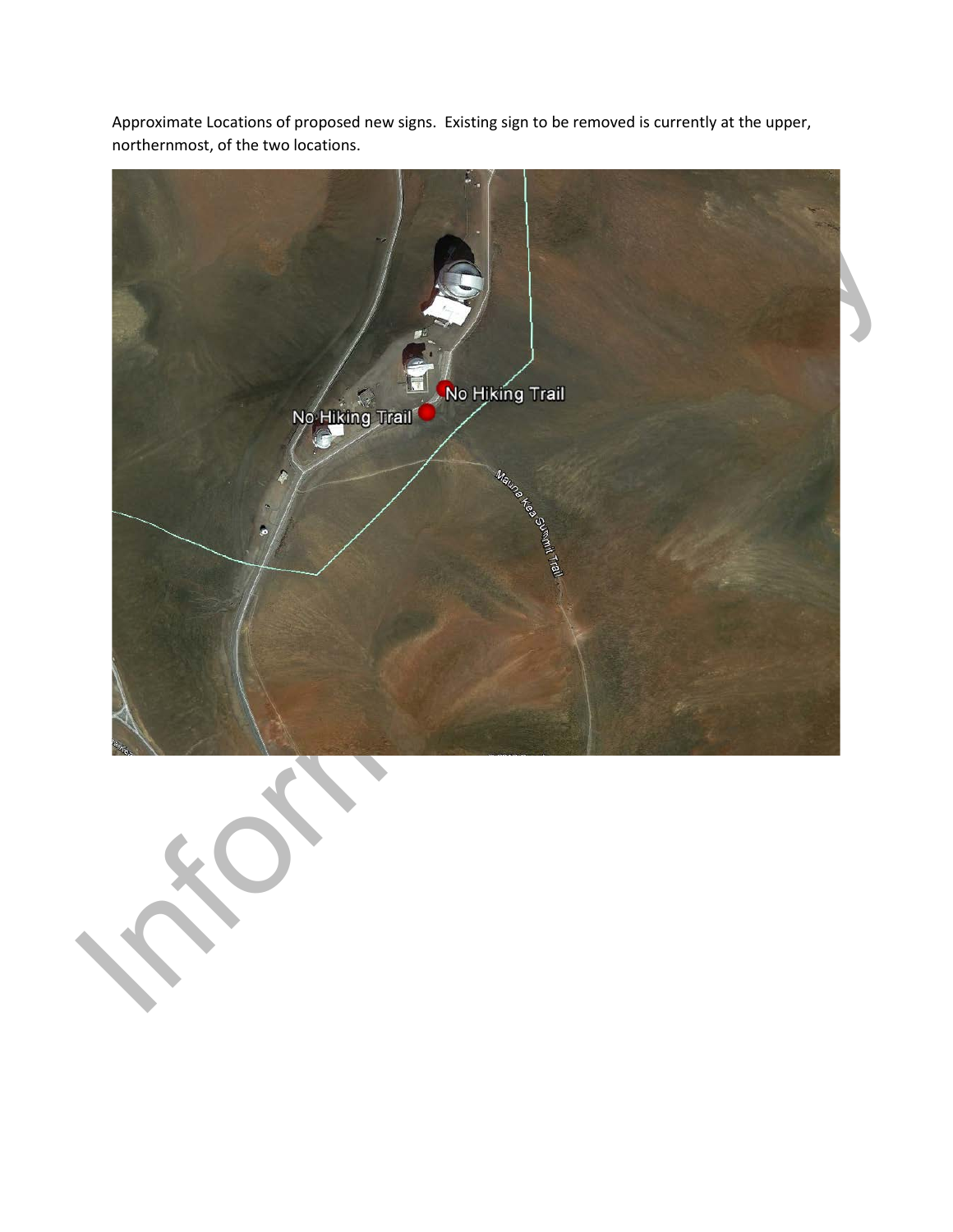Approximate Locations of proposed new signs. Existing sign to be removed is currently at the upper, northernmost, of the two locations.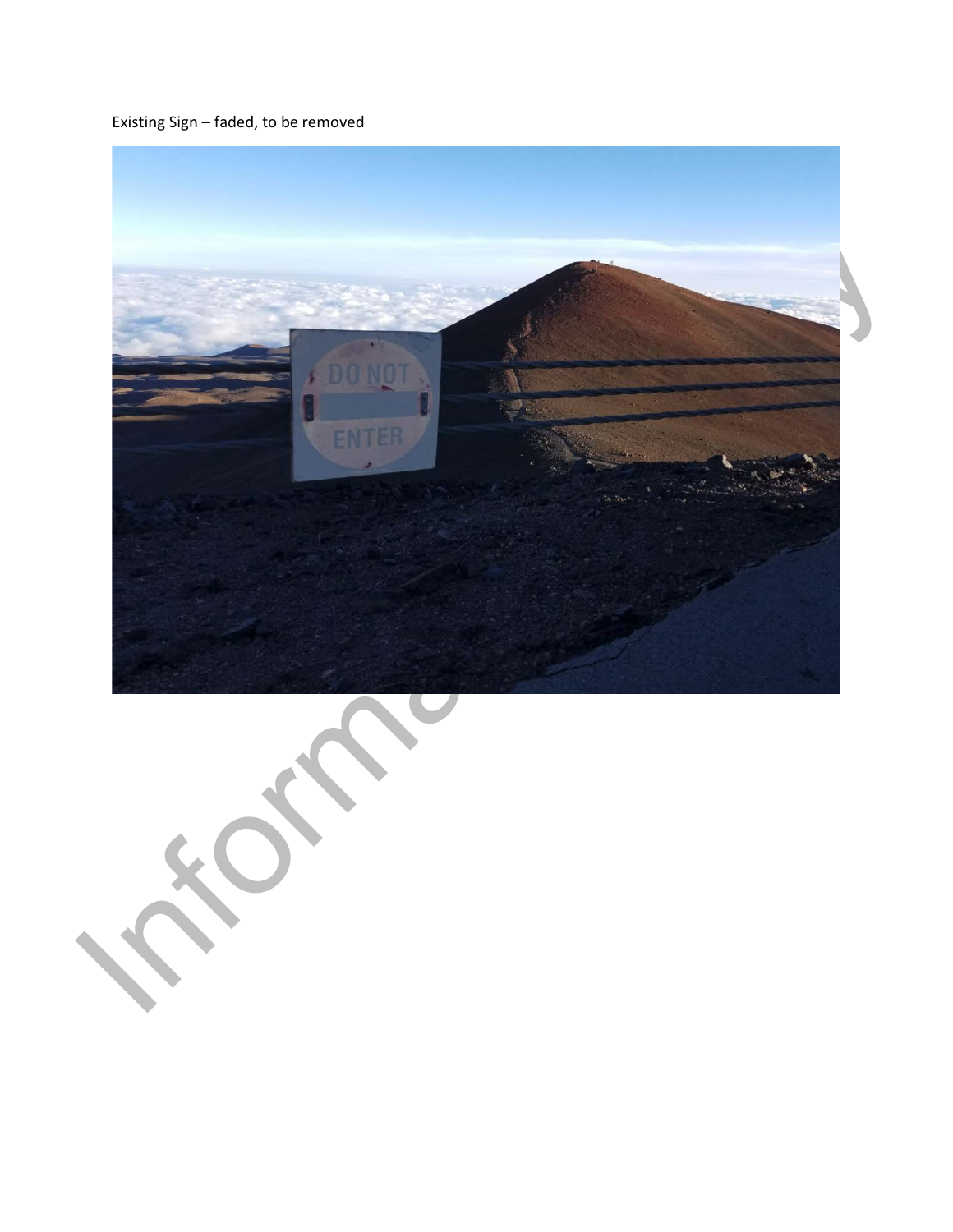Existing Sign – faded, to be removed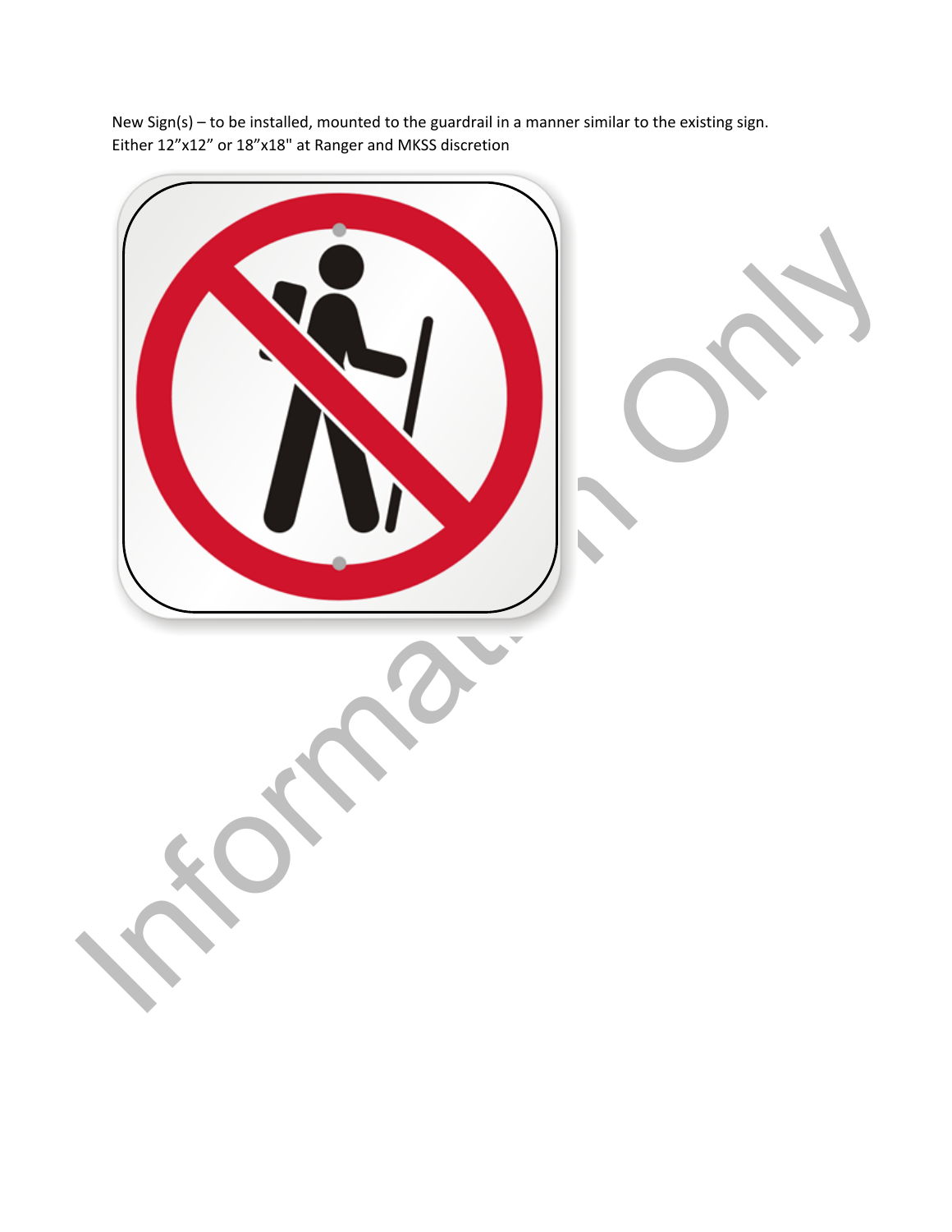New Sign(s) – to be installed, mounted to the guardrail in a manner similar to the existing sign. Either 12”x12” or 18”x18" at Ranger and MKSS discretion